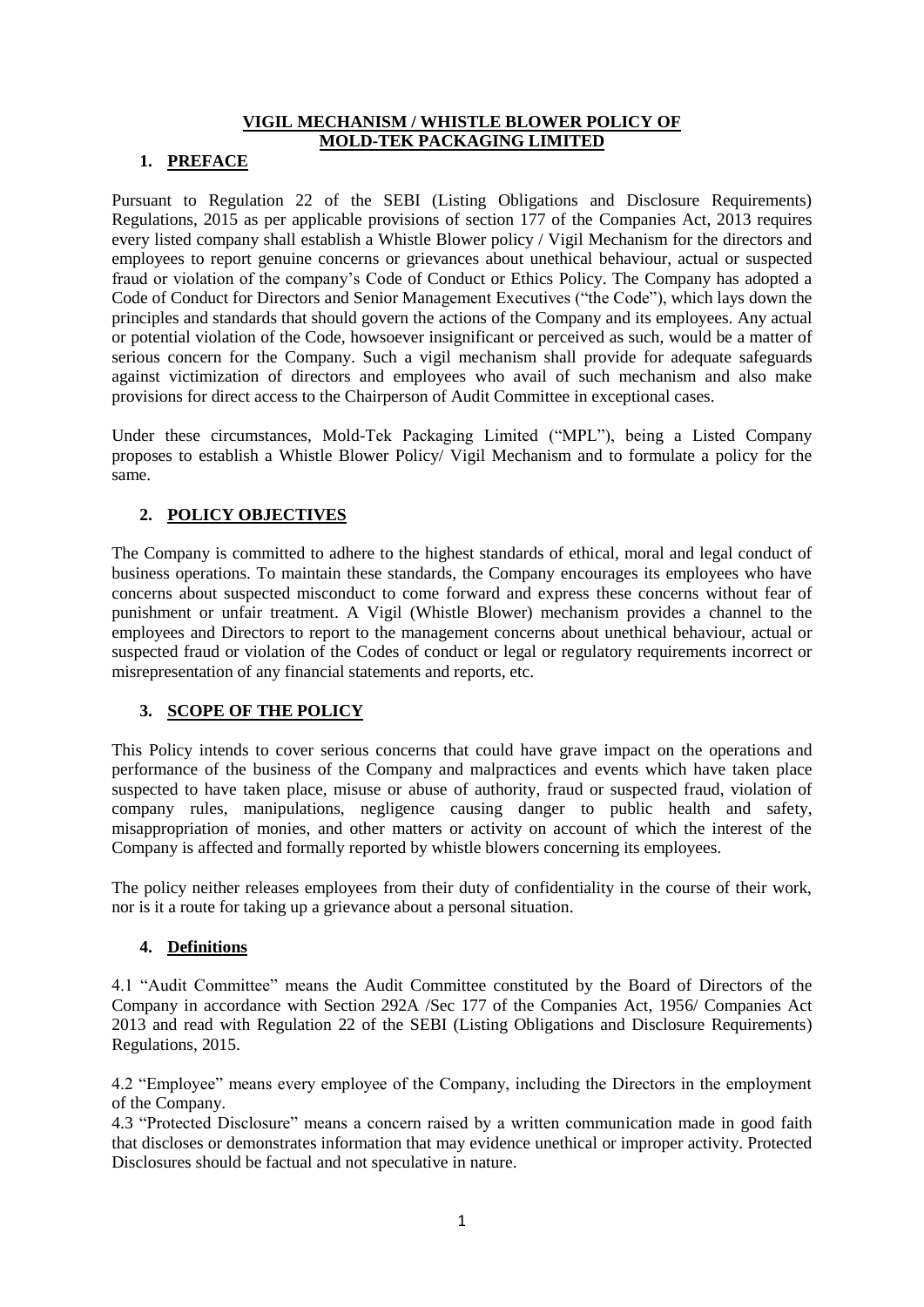# VIGIL MECHANISM / WHISTLE BLOWER POLICY OF MOLD-TEK PACKAGING LIMITED

## 1. PREFACE

Pursuant to Regulation 22 of the SEBI (Listing Obligations and Disclosure Requirements) Regulations, 2015 as per applicable provisions of section 177 of the Companies Act, 2013 requires every listed company shall establish a Whistle Blower policy / Vigil Mechanism for the directors and employees to report genuine concerns or grievances about unethical behaviour, actual or suspected fraud or violation of the company's Code of Conduct or Ethics Policy. The Company has adopted a Code of Conduct for Directors and Senior Management Executives ("the Code"), which lays down the principles and standards that should govern the actions of the Company and its employees. Any actual or potential violation of the Code, howsoever insignificant or perceived as such, would be a matter of serious concern for the Company. Such a vigil mechanism shall provide for adequate safeguards against victimization of directors and employees who avail of such mechanism and also make provisions for direct access to the Chairperson of Audit Committee in exceptional cases.

Under these circumstances, Mold-Tek Packaging Limited ("MPL"), being a Listed Company proposes to establish a Whistle Blower Policy/ Vigil Mechanism and to formulate a policy for the same.

## 2. POLICY OBJECTIVES

The Company is committed to adhere to the highest standards of ethical, moral and legal conduct of business operations. To maintain these standards, the Company encourages its employees who have concerns about suspected misconduct to come forward and express these concerns without fear of punishment or unfair treatment. A Vigil (Whistle Blower) mechanism provides a channel to the employees and Directors to report to the management concerns about unethical behaviour, actual or suspected fraud or violation of the Codes of conduct or legal or regulatory requirements incorrect or misrepresentation of any financial statements and reports, etc.

## 3. SCOPE OF THE POLICY

This Policy intends to cover serious concerns that could have grave impact on the operations and performance of the business of the Company and malpractices and events which have taken place suspected to have taken place, misuse or abuse of authority, fraud or suspected fraud, violation of company rules, manipulations, negligence causing danger to public health and safety, misappropriation of monies, and other matters or activity on account of which the interest of the Company is affected and formally reported by whistle blowers concerning its employees.

The policy neither releases employees from their duty of confidentiality in the course of their work, nor is it a route for taking up a grievance about a personal situation.

## 4. Definitions

4.1 "Audit Committee" means the Audit Committee constituted by the Board of Directors of the Company in accordance with Section 292A /Sec 177 of the Companies Act, 1956/ Companies Act 2013 and read with Regulation 22 of the SEBI (Listing Obligations and Disclosure Requirements) Regulations, 2015.

4.2 "Employee" means every employee of the Company, including the Directors in the employment of the Company.

4.3 "Protected Disclosure" means a concern raised by a written communication made in good faith that discloses or demonstrates information that may evidence unethical or improper activity. Protected Disclosures should be factual and not speculative in nature.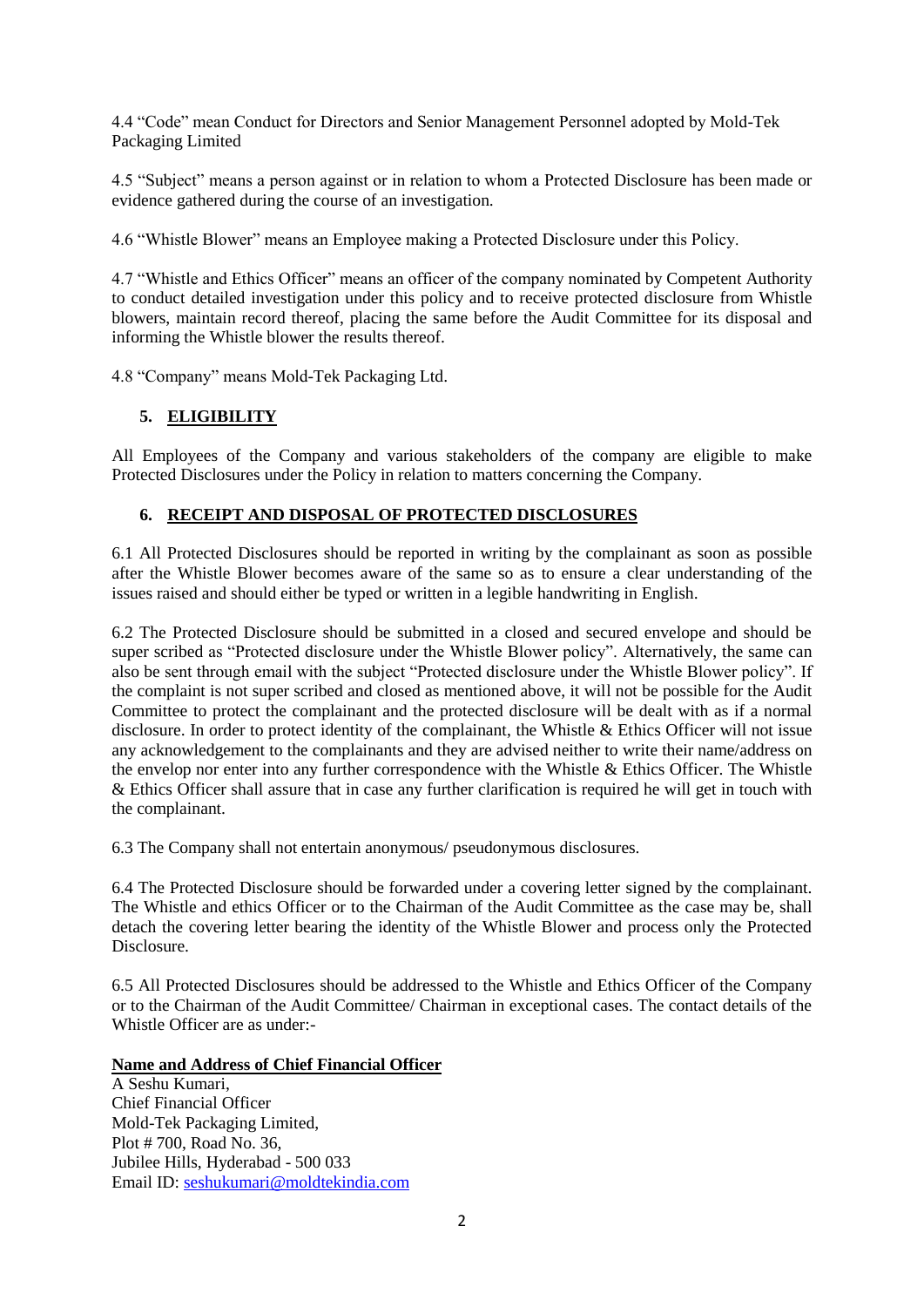4.4 “Code” mean Conduct for Directors and Senior Management Personnel adopted by Mold-Tek Packaging Limited

4.5 “Subject” means a person against or in relation to whom a Protected Disclosure has been made or evidence gathered during the course of an investigation.

4.6 “Whistle Blower” means an Employee making a Protected Disclosure under this Policy.

4.7 “Whistle and Ethics Officer” means an officer of the company nominated by Competent Authority to conduct detailed investigation under this policy and to receive protected disclosure from Whistle blowers, maintain record thereof, placing the same before the Audit Committee for its disposal and informing the Whistle blower the results thereof.

4.8 “Company” means Mold-Tek Packaging Ltd.

## 5. ELIGIBILITY

All Employees of the Company and various stakeholders of the company are eligible to make Protected Disclosures under the Policy in relation to matters concerning the Company.

## 6. RECEIPT AND DISPOSAL OF PROTECTED DISCLOSURES

6.1 All Protected Disclosures should be reported in writing by the complainant as soon as possible after the Whistle Blower becomes aware of the same so as to ensure a clear understanding of the issues raised and should either be typed or written in a legible handwriting in English.

6.2 The Protected Disclosure should be submitted in a closed and secured envelope and should be super scribed as “Protected disclosure under the Whistle Blower policy”. Alternatively, the same can also be sent through email with the subject “Protected disclosure under the Whistle Blower policy”. If the complaint is not super scribed and closed as mentioned above, it will not be possible for the Audit Committee to protect the complainant and the protected disclosure will be dealt with as if a normal disclosure. In order to protect identity of the complainant, the Whistle & Ethics Officer will not issue any acknowledgement to the complainants and they are advised neither to write their name/address on the envelop nor enter into any further correspondence with the Whistle & Ethics Officer. The Whistle & Ethics Officer shall assure that in case any further clarification is required he will get in touch with the complainant.

6.3 The Company shall not entertain anonymous/ pseudonymous disclosures.

6.4 The Protected Disclosure should be forwarded under a covering letter signed by the complainant. The Whistle and ethics Officer or to the Chairman of the Audit Committee as the case may be, shall detach the covering letter bearing the identity of the Whistle Blower and process only the Protected Disclosure.

6.5 All Protected Disclosures should be addressed to the Whistle and Ethics Officer of the Company or to the Chairman of the Audit Committee/ Chairman in exceptional cases. The contact details of the Whistle Officer are as under:-

**Name and Address of Chief Financial Officer**

A Seshu Kumari,
Chief Financial Officer
Mold-Tek Packaging Limited,
Plot # 700, Road No. 36,
Jubilee Hills, Hyderabad - 500 033
Email ID: seshukumari@moldtekindia.com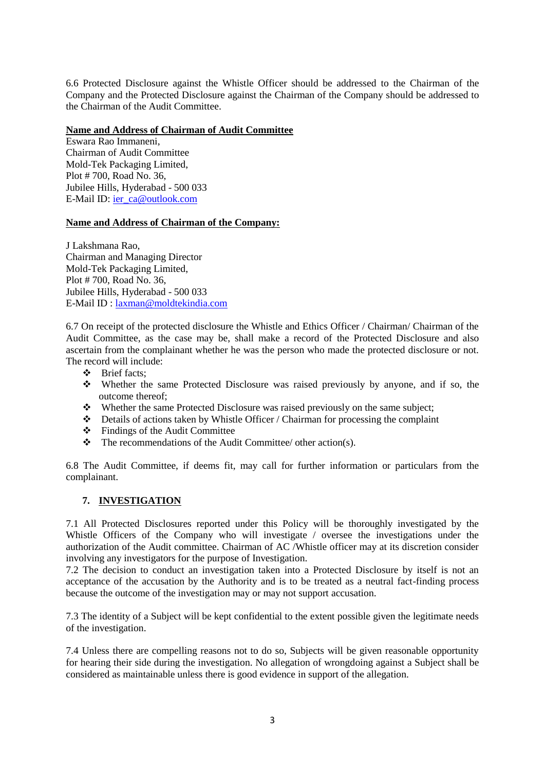6.6 Protected Disclosure against the Whistle Officer should be addressed to the Chairman of the Company and the Protected Disclosure against the Chairman of the Company should be addressed to the Chairman of the Audit Committee.

**Name and Address of Chairman of Audit Committee**

Eswara Rao Immaneni,
Chairman of Audit Committee
Mold-Tek Packaging Limited,
Plot # 700, Road No. 36,
Jubilee Hills, Hyderabad - 500 033
E-Mail ID: ier_ca@outlook.com

**Name and Address of Chairman of the Company:**

J Lakshmana Rao,
Chairman and Managing Director
Mold-Tek Packaging Limited,
Plot # 700, Road No. 36,
Jubilee Hills, Hyderabad - 500 033
E-Mail ID : laxman@moldtekindia.com

6.7 On receipt of the protected disclosure the Whistle and Ethics Officer / Chairman/ Chairman of the Audit Committee, as the case may be, shall make a record of the Protected Disclosure and also ascertain from the complainant whether he was the person who made the protected disclosure or not. The record will include:

- Brief facts;
- Whether the same Protected Disclosure was raised previously by anyone, and if so, the outcome thereof;
- Whether the same Protected Disclosure was raised previously on the same subject;
- Details of actions taken by Whistle Officer / Chairman for processing the complaint
- Findings of the Audit Committee
- The recommendations of the Audit Committee/ other action(s).

6.8 The Audit Committee, if deems fit, may call for further information or particulars from the complainant.

## 7. INVESTIGATION

7.1 All Protected Disclosures reported under this Policy will be thoroughly investigated by the Whistle Officers of the Company who will investigate / oversee the investigations under the authorization of the Audit committee. Chairman of AC /Whistle officer may at its discretion consider involving any investigators for the purpose of Investigation.

7.2 The decision to conduct an investigation taken into a Protected Disclosure by itself is not an acceptance of the accusation by the Authority and is to be treated as a neutral fact-finding process because the outcome of the investigation may or may not support accusation.

7.3 The identity of a Subject will be kept confidential to the extent possible given the legitimate needs of the investigation.

7.4 Unless there are compelling reasons not to do so, Subjects will be given reasonable opportunity for hearing their side during the investigation. No allegation of wrongdoing against a Subject shall be considered as maintainable unless there is good evidence in support of the allegation.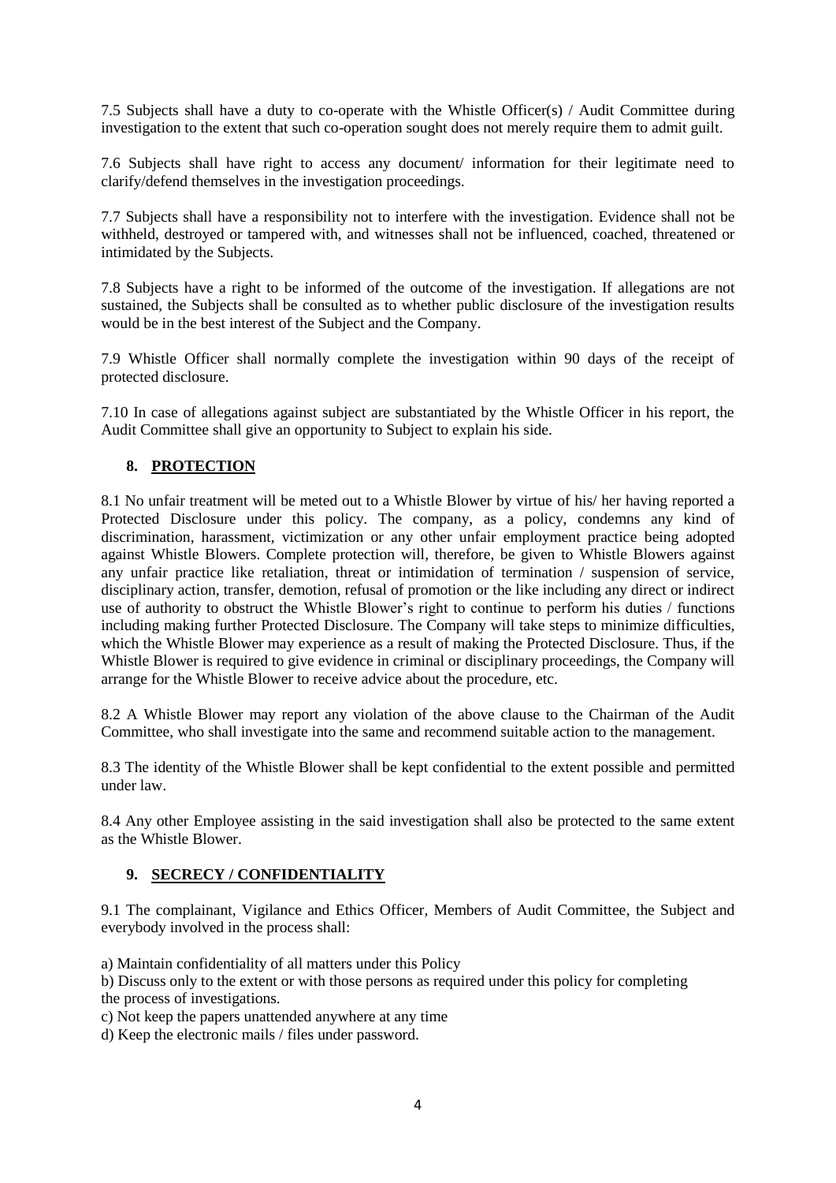7.5 Subjects shall have a duty to co-operate with the Whistle Officer(s) / Audit Committee during investigation to the extent that such co-operation sought does not merely require them to admit guilt.

7.6 Subjects shall have right to access any document/ information for their legitimate need to clarify/defend themselves in the investigation proceedings.

7.7 Subjects shall have a responsibility not to interfere with the investigation. Evidence shall not be withheld, destroyed or tampered with, and witnesses shall not be influenced, coached, threatened or intimidated by the Subjects.

7.8 Subjects have a right to be informed of the outcome of the investigation. If allegations are not sustained, the Subjects shall be consulted as to whether public disclosure of the investigation results would be in the best interest of the Subject and the Company.

7.9 Whistle Officer shall normally complete the investigation within 90 days of the receipt of protected disclosure.

7.10 In case of allegations against subject are substantiated by the Whistle Officer in his report, the Audit Committee shall give an opportunity to Subject to explain his side.

## 8. PROTECTION

8.1 No unfair treatment will be meted out to a Whistle Blower by virtue of his/ her having reported a Protected Disclosure under this policy. The company, as a policy, condemns any kind of discrimination, harassment, victimization or any other unfair employment practice being adopted against Whistle Blowers. Complete protection will, therefore, be given to Whistle Blowers against any unfair practice like retaliation, threat or intimidation of termination / suspension of service, disciplinary action, transfer, demotion, refusal of promotion or the like including any direct or indirect use of authority to obstruct the Whistle Blower's right to continue to perform his duties / functions including making further Protected Disclosure. The Company will take steps to minimize difficulties, which the Whistle Blower may experience as a result of making the Protected Disclosure. Thus, if the Whistle Blower is required to give evidence in criminal or disciplinary proceedings, the Company will arrange for the Whistle Blower to receive advice about the procedure, etc.

8.2 A Whistle Blower may report any violation of the above clause to the Chairman of the Audit Committee, who shall investigate into the same and recommend suitable action to the management.

8.3 The identity of the Whistle Blower shall be kept confidential to the extent possible and permitted under law.

8.4 Any other Employee assisting in the said investigation shall also be protected to the same extent as the Whistle Blower.

## 9. SECRECY / CONFIDENTIALITY

9.1 The complainant, Vigilance and Ethics Officer, Members of Audit Committee, the Subject and everybody involved in the process shall:

a) Maintain confidentiality of all matters under this Policy

b) Discuss only to the extent or with those persons as required under this policy for completing the process of investigations.

c) Not keep the papers unattended anywhere at any time

d) Keep the electronic mails / files under password.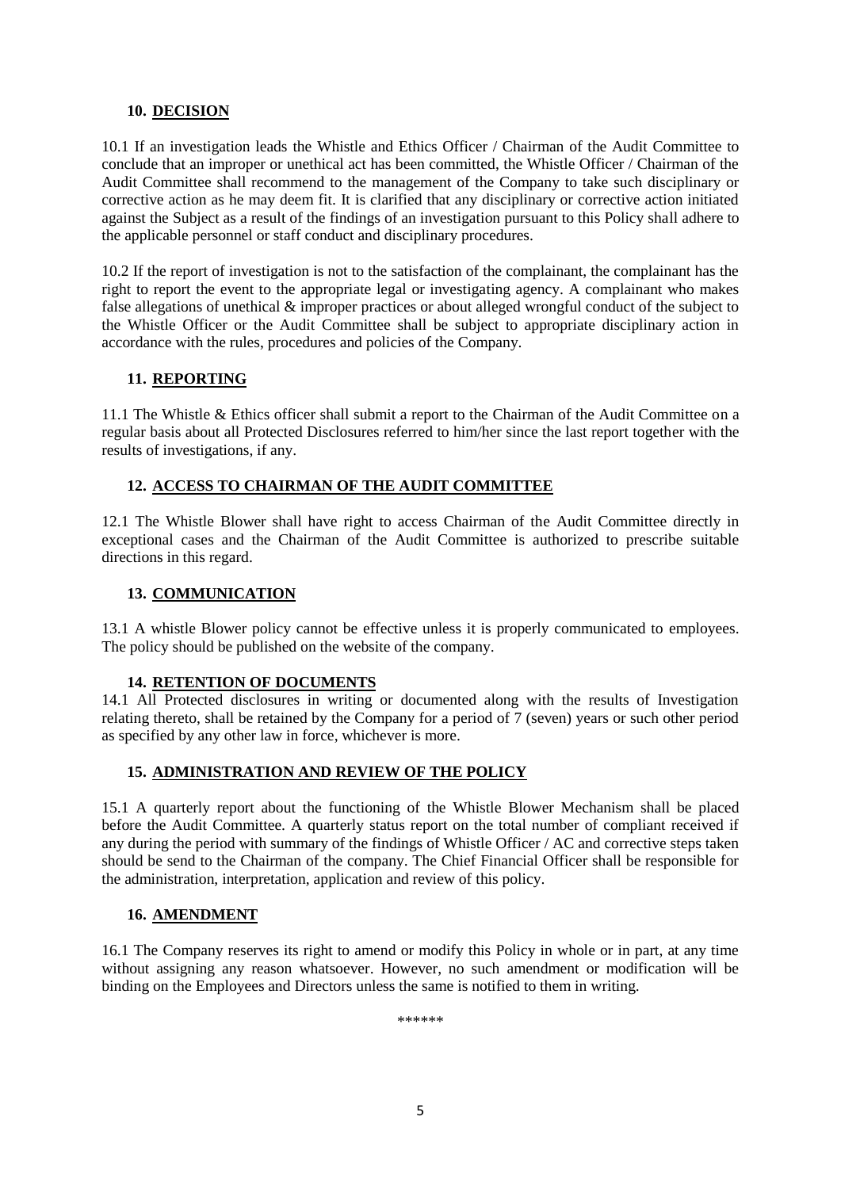## 10. DECISION

10.1 If an investigation leads the Whistle and Ethics Officer / Chairman of the Audit Committee to conclude that an improper or unethical act has been committed, the Whistle Officer / Chairman of the Audit Committee shall recommend to the management of the Company to take such disciplinary or corrective action as he may deem fit. It is clarified that any disciplinary or corrective action initiated against the Subject as a result of the findings of an investigation pursuant to this Policy shall adhere to the applicable personnel or staff conduct and disciplinary procedures.

10.2 If the report of investigation is not to the satisfaction of the complainant, the complainant has the right to report the event to the appropriate legal or investigating agency. A complainant who makes false allegations of unethical & improper practices or about alleged wrongful conduct of the subject to the Whistle Officer or the Audit Committee shall be subject to appropriate disciplinary action in accordance with the rules, procedures and policies of the Company.

## 11. REPORTING

11.1 The Whistle & Ethics officer shall submit a report to the Chairman of the Audit Committee on a regular basis about all Protected Disclosures referred to him/her since the last report together with the results of investigations, if any.

## 12. ACCESS TO CHAIRMAN OF THE AUDIT COMMITTEE

12.1 The Whistle Blower shall have right to access Chairman of the Audit Committee directly in exceptional cases and the Chairman of the Audit Committee is authorized to prescribe suitable directions in this regard.

## 13. COMMUNICATION

13.1 A whistle Blower policy cannot be effective unless it is properly communicated to employees. The policy should be published on the website of the company.

## 14. RETENTION OF DOCUMENTS

14.1 All Protected disclosures in writing or documented along with the results of Investigation relating thereto, shall be retained by the Company for a period of 7 (seven) years or such other period as specified by any other law in force, whichever is more.

## 15. ADMINISTRATION AND REVIEW OF THE POLICY

15.1 A quarterly report about the functioning of the Whistle Blower Mechanism shall be placed before the Audit Committee. A quarterly status report on the total number of compliant received if any during the period with summary of the findings of Whistle Officer / AC and corrective steps taken should be send to the Chairman of the company. The Chief Financial Officer shall be responsible for the administration, interpretation, application and review of this policy.

## 16. AMENDMENT

16.1 The Company reserves its right to amend or modify this Policy in whole or in part, at any time without assigning any reason whatsoever. However, no such amendment or modification will be binding on the Employees and Directors unless the same is notified to them in writing.

******